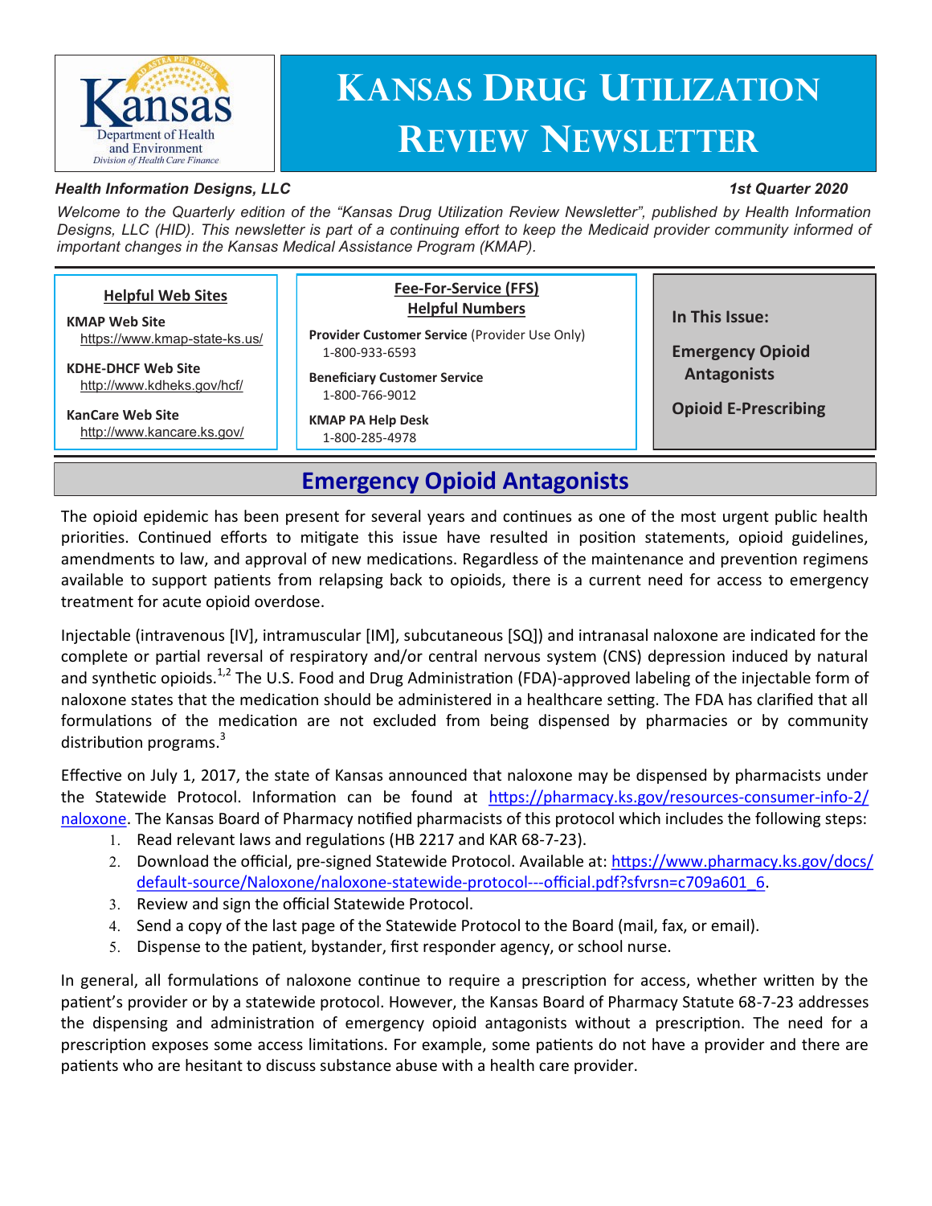# Kansas Drug Utilization Review Newsletter

Kansas Department of Health and Environment, Division of Health Care Finance

***Health Information Designs, LLC*** ***1st Quarter 2020***

*Welcome to the Quarterly edition of the "Kansas Drug Utilization Review Newsletter", published by Health Information Designs, LLC (HID). This newsletter is part of a continuing effort to keep the Medicaid provider community informed of important changes in the Kansas Medical Assistance Program (KMAP).*

**Helpful Web Sites**

**KMAP Web Site**
https://www.kmap-state-ks.us/

**KDHE-DHCF Web Site**
http://www.kdheks.gov/hcf/

**KanCare Web Site**
http://www.kancare.ks.gov/

**Fee-For-Service (FFS) Helpful Numbers**

**Provider Customer Service** (Provider Use Only)
1-800-933-6593

**Beneficiary Customer Service**
1-800-766-9012

**KMAP PA Help Desk**
1-800-285-4978

**In This Issue:**

**Emergency Opioid Antagonists**

**Opioid E-Prescribing**

## Emergency Opioid Antagonists

The opioid epidemic has been present for several years and continues as one of the most urgent public health priorities. Continued efforts to mitigate this issue have resulted in position statements, opioid guidelines, amendments to law, and approval of new medications. Regardless of the maintenance and prevention regimens available to support patients from relapsing back to opioids, there is a current need for access to emergency treatment for acute opioid overdose.

Injectable (intravenous [IV], intramuscular [IM], subcutaneous [SQ]) and intranasal naloxone are indicated for the complete or partial reversal of respiratory and/or central nervous system (CNS) depression induced by natural and synthetic opioids.[1,2] The U.S. Food and Drug Administration (FDA)-approved labeling of the injectable form of naloxone states that the medication should be administered in a healthcare setting. The FDA has clarified that all formulations of the medication are not excluded from being dispensed by pharmacies or by community distribution programs.[3]

Effective on July 1, 2017, the state of Kansas announced that naloxone may be dispensed by pharmacists under the Statewide Protocol. Information can be found at https://pharmacy.ks.gov/resources-consumer-info-2/naloxone. The Kansas Board of Pharmacy notified pharmacists of this protocol which includes the following steps:

1. Read relevant laws and regulations (HB 2217 and KAR 68-7-23).
2. Download the official, pre-signed Statewide Protocol. Available at: https://www.pharmacy.ks.gov/docs/default-source/Naloxone/naloxone-statewide-protocol---official.pdf?sfvrsn=c709a601_6.
3. Review and sign the official Statewide Protocol.
4. Send a copy of the last page of the Statewide Protocol to the Board (mail, fax, or email).
5. Dispense to the patient, bystander, first responder agency, or school nurse.

In general, all formulations of naloxone continue to require a prescription for access, whether written by the patient's provider or by a statewide protocol. However, the Kansas Board of Pharmacy Statute 68-7-23 addresses the dispensing and administration of emergency opioid antagonists without a prescription. The need for a prescription exposes some access limitations. For example, some patients do not have a provider and there are patients who are hesitant to discuss substance abuse with a health care provider.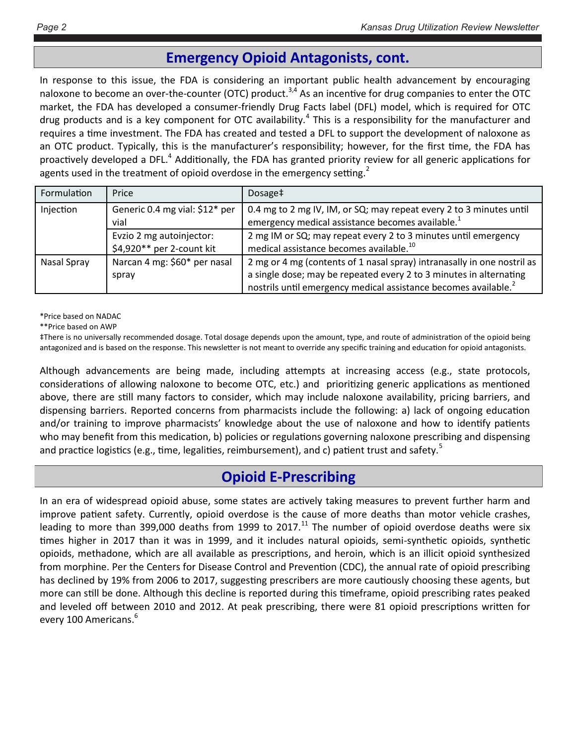## Emergency Opioid Antagonists, cont.

In response to this issue, the FDA is considering an important public health advancement by encouraging naloxone to become an over-the-counter (OTC) product.[3,4] As an incentive for drug companies to enter the OTC market, the FDA has developed a consumer-friendly Drug Facts label (DFL) model, which is required for OTC drug products and is a key component for OTC availability.[4] This is a responsibility for the manufacturer and requires a time investment. The FDA has created and tested a DFL to support the development of naloxone as an OTC product. Typically, this is the manufacturer's responsibility; however, for the first time, the FDA has proactively developed a DFL.[4] Additionally, the FDA has granted priority review for all generic applications for agents used in the treatment of opioid overdose in the emergency setting.[2]

| Formulation | Price | Dosage‡ |
|---|---|---|
| Injection | Generic 0.4 mg vial: $12* per vial | 0.4 mg to 2 mg IV, IM, or SQ; may repeat every 2 to 3 minutes until emergency medical assistance becomes available.[1] |
| | Evzio 2 mg autoinjector: $4,920** per 2-count kit | 2 mg IM or SQ; may repeat every 2 to 3 minutes until emergency medical assistance becomes available.[10] |
| Nasal Spray | Narcan 4 mg: $60* per nasal spray | 2 mg or 4 mg (contents of 1 nasal spray) intranasally in one nostril as a single dose; may be repeated every 2 to 3 minutes in alternating nostrils until emergency medical assistance becomes available.[2] |

*Price based on NADAC

**Price based on AWP

‡There is no universally recommended dosage. Total dosage depends upon the amount, type, and route of administration of the opioid being antagonized and is based on the response. This newsletter is not meant to override any specific training and education for opioid antagonists.

Although advancements are being made, including attempts at increasing access (e.g., state protocols, considerations of allowing naloxone to become OTC, etc.) and prioritizing generic applications as mentioned above, there are still many factors to consider, which may include naloxone availability, pricing barriers, and dispensing barriers. Reported concerns from pharmacists include the following: a) lack of ongoing education and/or training to improve pharmacists' knowledge about the use of naloxone and how to identify patients who may benefit from this medication, b) policies or regulations governing naloxone prescribing and dispensing and practice logistics (e.g., time, legalities, reimbursement), and c) patient trust and safety.[5]

## Opioid E-Prescribing

In an era of widespread opioid abuse, some states are actively taking measures to prevent further harm and improve patient safety. Currently, opioid overdose is the cause of more deaths than motor vehicle crashes, leading to more than 399,000 deaths from 1999 to 2017.[11] The number of opioid overdose deaths were six times higher in 2017 than it was in 1999, and it includes natural opioids, semi-synthetic opioids, synthetic opioids, methadone, which are all available as prescriptions, and heroin, which is an illicit opioid synthesized from morphine. Per the Centers for Disease Control and Prevention (CDC), the annual rate of opioid prescribing has declined by 19% from 2006 to 2017, suggesting prescribers are more cautiously choosing these agents, but more can still be done. Although this decline is reported during this timeframe, opioid prescribing rates peaked and leveled off between 2010 and 2012. At peak prescribing, there were 81 opioid prescriptions written for every 100 Americans.[6]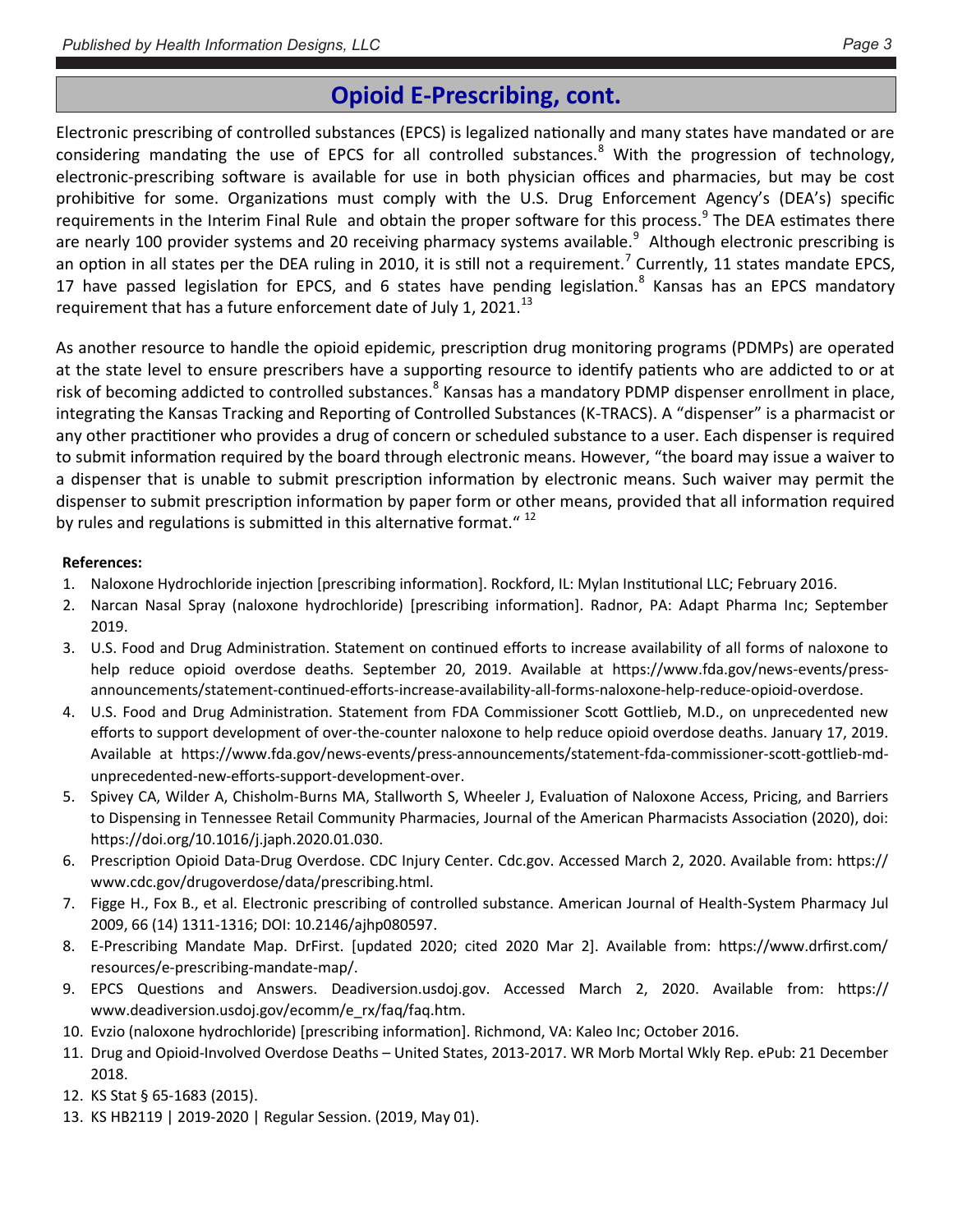## Opioid E-Prescribing, cont.

Electronic prescribing of controlled substances (EPCS) is legalized nationally and many states have mandated or are considering mandating the use of EPCS for all controlled substances.[8] With the progression of technology, electronic-prescribing software is available for use in both physician offices and pharmacies, but may be cost prohibitive for some. Organizations must comply with the U.S. Drug Enforcement Agency's (DEA's) specific requirements in the Interim Final Rule and obtain the proper software for this process.[9] The DEA estimates there are nearly 100 provider systems and 20 receiving pharmacy systems available.[9] Although electronic prescribing is an option in all states per the DEA ruling in 2010, it is still not a requirement.[7] Currently, 11 states mandate EPCS, 17 have passed legislation for EPCS, and 6 states have pending legislation.[8] Kansas has an EPCS mandatory requirement that has a future enforcement date of July 1, 2021.[13]

As another resource to handle the opioid epidemic, prescription drug monitoring programs (PDMPs) are operated at the state level to ensure prescribers have a supporting resource to identify patients who are addicted to or at risk of becoming addicted to controlled substances.[8] Kansas has a mandatory PDMP dispenser enrollment in place, integrating the Kansas Tracking and Reporting of Controlled Substances (K-TRACS). A "dispenser" is a pharmacist or any other practitioner who provides a drug of concern or scheduled substance to a user. Each dispenser is required to submit information required by the board through electronic means. However, "the board may issue a waiver to a dispenser that is unable to submit prescription information by electronic means. Such waiver may permit the dispenser to submit prescription information by paper form or other means, provided that all information required by rules and regulations is submitted in this alternative format." [12]

**References:**

1. Naloxone Hydrochloride injection [prescribing information]. Rockford, IL: Mylan Institutional LLC; February 2016.
2. Narcan Nasal Spray (naloxone hydrochloride) [prescribing information]. Radnor, PA: Adapt Pharma Inc; September 2019.
3. U.S. Food and Drug Administration. Statement on continued efforts to increase availability of all forms of naloxone to help reduce opioid overdose deaths. September 20, 2019. Available at https://www.fda.gov/news-events/press-announcements/statement-continued-efforts-increase-availability-all-forms-naloxone-help-reduce-opioid-overdose.
4. U.S. Food and Drug Administration. Statement from FDA Commissioner Scott Gottlieb, M.D., on unprecedented new efforts to support development of over-the-counter naloxone to help reduce opioid overdose deaths. January 17, 2019. Available at https://www.fda.gov/news-events/press-announcements/statement-fda-commissioner-scott-gottlieb-md-unprecedented-new-efforts-support-development-over.
5. Spivey CA, Wilder A, Chisholm-Burns MA, Stallworth S, Wheeler J, Evaluation of Naloxone Access, Pricing, and Barriers to Dispensing in Tennessee Retail Community Pharmacies, Journal of the American Pharmacists Association (2020), doi: https://doi.org/10.1016/j.japh.2020.01.030.
6. Prescription Opioid Data-Drug Overdose. CDC Injury Center. Cdc.gov. Accessed March 2, 2020. Available from: https://www.cdc.gov/drugoverdose/data/prescribing.html.
7. Figge H., Fox B., et al. Electronic prescribing of controlled substance. American Journal of Health-System Pharmacy Jul 2009, 66 (14) 1311-1316; DOI: 10.2146/ajhp080597.
8. E-Prescribing Mandate Map. DrFirst. [updated 2020; cited 2020 Mar 2]. Available from: https://www.drfirst.com/resources/e-prescribing-mandate-map/.
9. EPCS Questions and Answers. Deadiversion.usdoj.gov. Accessed March 2, 2020. Available from: https://www.deadiversion.usdoj.gov/ecomm/e_rx/faq/faq.htm.
10. Evzio (naloxone hydrochloride) [prescribing information]. Richmond, VA: Kaleo Inc; October 2016.
11. Drug and Opioid-Involved Overdose Deaths – United States, 2013-2017. WR Morb Mortal Wkly Rep. ePub: 21 December 2018.
12. KS Stat § 65-1683 (2015).
13. KS HB2119 | 2019-2020 | Regular Session. (2019, May 01).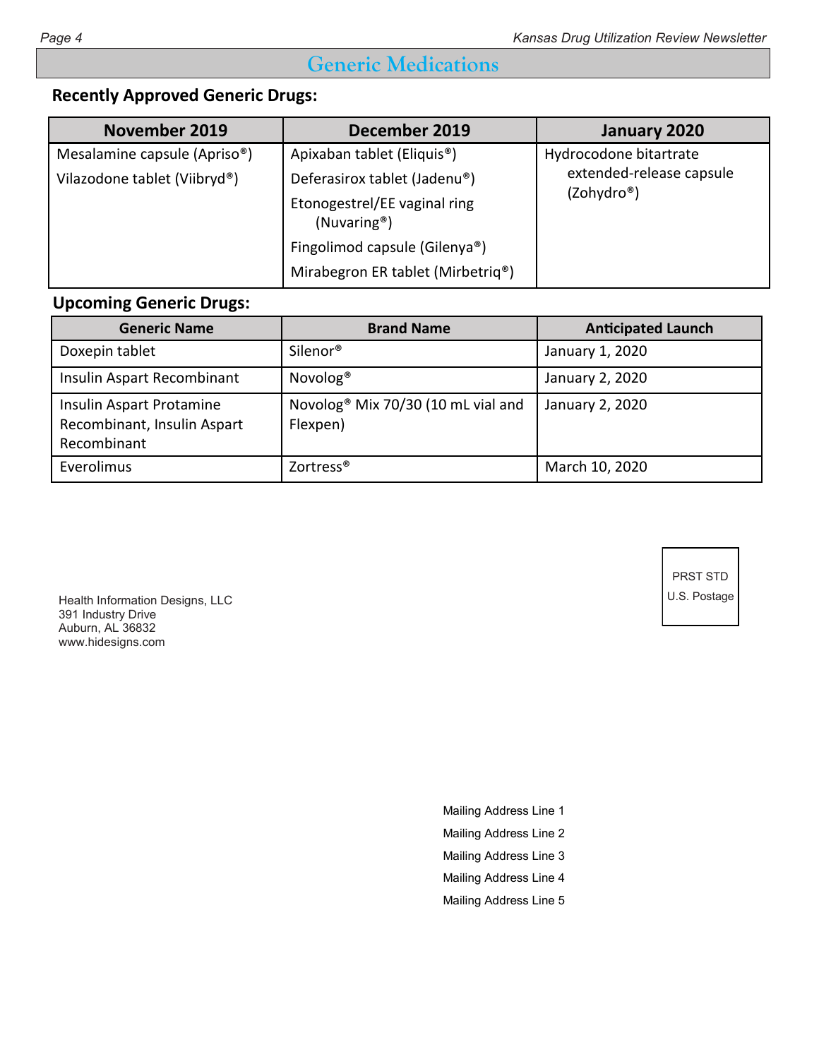# Generic Medications

## Recently Approved Generic Drugs:

| November 2019 | December 2019 | January 2020 |
|---|---|---|
| Mesalamine capsule (Apriso®)<br>Vilazodone tablet (Viibryd®) | Apixaban tablet (Eliquis®)<br>Deferasirox tablet (Jadenu®)<br>Etonogestrel/EE vaginal ring (Nuvaring®)<br>Fingolimod capsule (Gilenya®)<br>Mirabegron ER tablet (Mirbetriq®) | Hydrocodone bitartrate extended-release capsule (Zohydro®) |

## Upcoming Generic Drugs:

| Generic Name | Brand Name | Anticipated Launch |
|---|---|---|
| Doxepin tablet | Silenor® | January 1, 2020 |
| Insulin Aspart Recombinant | Novolog® | January 2, 2020 |
| Insulin Aspart Protamine Recombinant, Insulin Aspart Recombinant | Novolog® Mix 70/30 (10 mL vial and Flexpen) | January 2, 2020 |
| Everolimus | Zortress® | March 10, 2020 |

Health Information Designs, LLC
391 Industry Drive
Auburn, AL 36832
www.hidesigns.com

PRST STD
U.S. Postage

Mailing Address Line 1
Mailing Address Line 2
Mailing Address Line 3
Mailing Address Line 4
Mailing Address Line 5